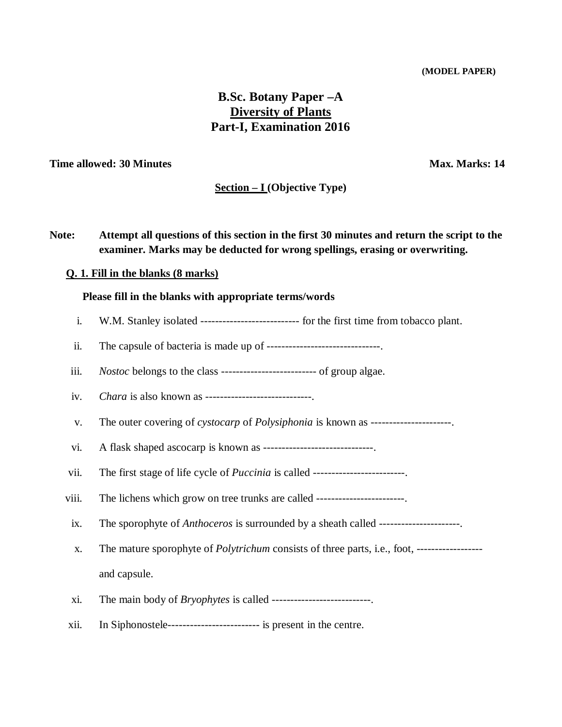**(MODEL PAPER)**

# B.Sc. Botany Paper –A

## Diversity of Plants

## Part-I, Examination 2016

**Time allowed: 30 Minutes** **Max. Marks: 14**

**Section – I (Objective Type)**

**Note:** **Attempt all questions of this section in the first 30 minutes and return the script to the examiner. Marks may be deducted for wrong spellings, erasing or overwriting.**

**Q. 1. Fill in the blanks (8 marks)**

**Please fill in the blanks with appropriate terms/words**

i. W.M. Stanley isolated --------------------------- for the first time from tobacco plant.

ii. The capsule of bacteria is made up of -------------------------------.

iii. *Nostoc* belongs to the class -------------------------- of group algae.

iv. *Chara* is also known as -----------------------------.

v. The outer covering of *cystocarp* of *Polysiphonia* is known as ----------------------.

vi. A flask shaped ascocarp is known as ------------------------------.

vii. The first stage of life cycle of *Puccinia* is called -------------------------.

viii. The lichens which grow on tree trunks are called ------------------------.

ix. The sporophyte of *Anthoceros* is surrounded by a sheath called ----------------------.

x. The mature sporophyte of *Polytrichum* consists of three parts, i.e., foot, ------------------ and capsule.

xi. The main body of *Bryophytes* is called ---------------------------.

xii. In Siphonostele------------------------- is present in the centre.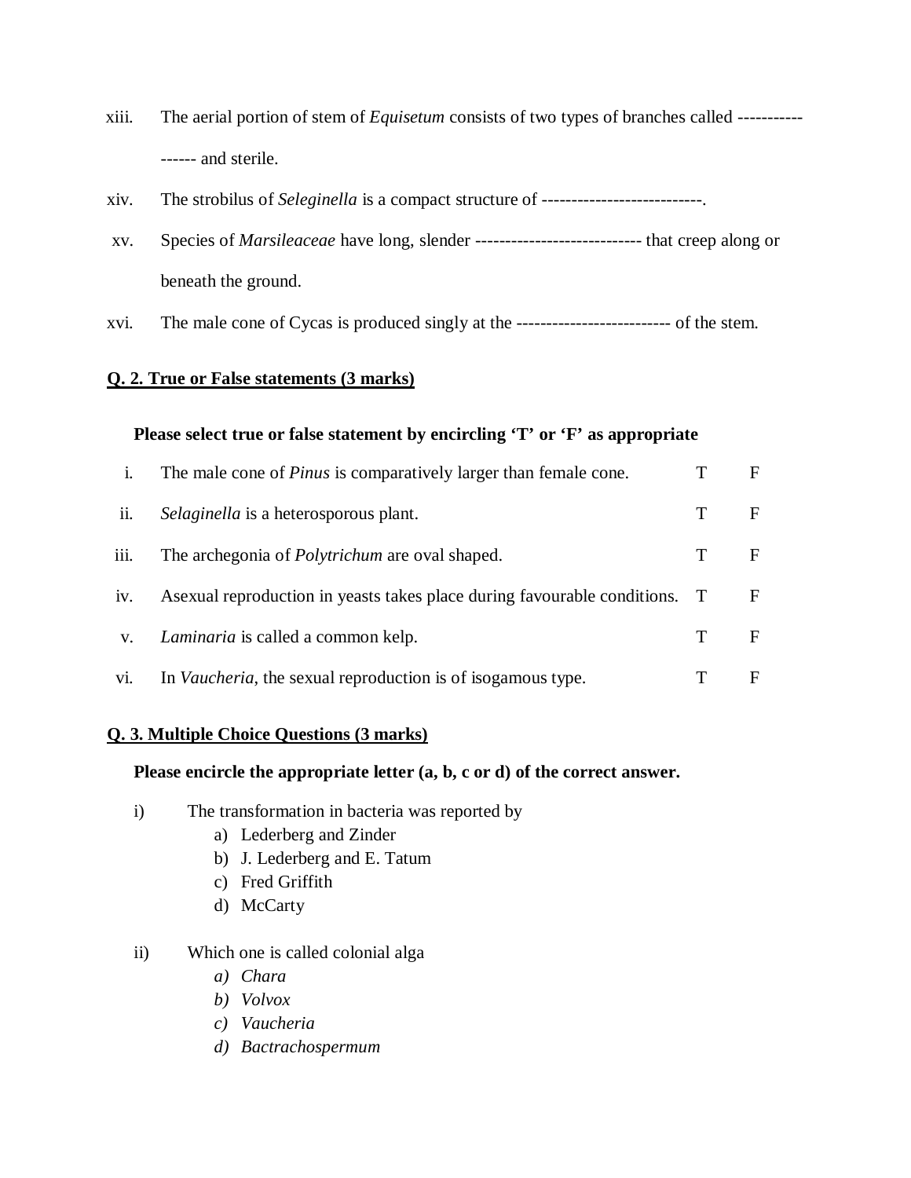xiii. The aerial portion of stem of *Equisetum* consists of two types of branches called ----------------- and sterile.

xiv. The strobilus of *Seleginella* is a compact structure of ---------------------------.

xv. Species of *Marsileaceae* have long, slender ---------------------------- that creep along or beneath the ground.

xvi. The male cone of Cycas is produced singly at the -------------------------- of the stem.

**Q. 2. True or False statements (3 marks)**

**Please select true or false statement by encircling 'T' or 'F' as appropriate**

| | | | |
|---|---|---|---|
| i. | The male cone of *Pinus* is comparatively larger than female cone. | T | F |
| ii. | *Selaginella* is a heterosporous plant. | T | F |
| iii. | The archegonia of *Polytrichum* are oval shaped. | T | F |
| iv. | Asexual reproduction in yeasts takes place during favourable conditions. | T | F |
| v. | *Laminaria* is called a common kelp. | T | F |
| vi. | In *Vaucheria*, the sexual reproduction is of isogamous type. | T | F |

**Q. 3. Multiple Choice Questions (3 marks)**

**Please encircle the appropriate letter (a, b, c or d) of the correct answer.**

i) The transformation in bacteria was reported by
   a) Lederberg and Zinder
   b) J. Lederberg and E. Tatum
   c) Fred Griffith
   d) McCarty

ii) Which one is called colonial alga
   *a) Chara*
   *b) Volvox*
   *c) Vaucheria*
   *d) Bactrachospermum*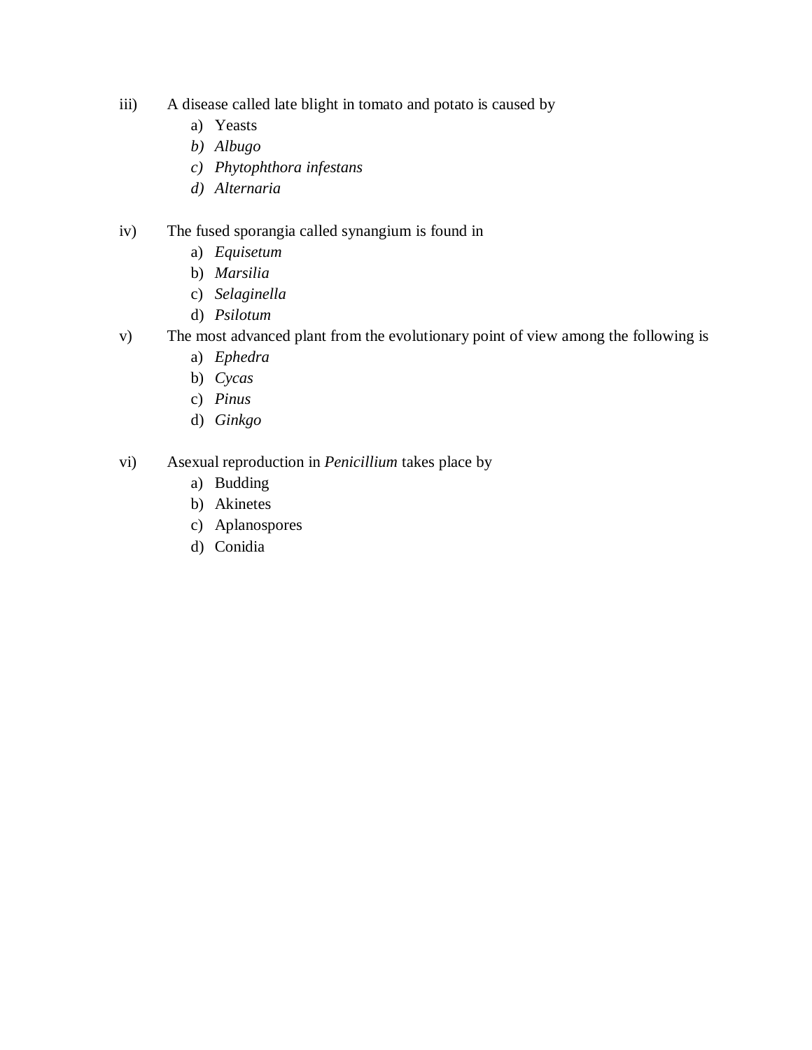iii) A disease called late blight in tomato and potato is caused by

a) Yeasts
b) *Albugo*
c) *Phytophthora infestans*
d) *Alternaria*

iv) The fused sporangia called synangium is found in

a) *Equisetum*
b) *Marsilia*
c) *Selaginella*
d) *Psilotum*

v) The most advanced plant from the evolutionary point of view among the following is

a) *Ephedra*
b) *Cycas*
c) *Pinus*
d) *Ginkgo*

vi) Asexual reproduction in *Penicillium* takes place by

a) Budding
b) Akinetes
c) Aplanospores
d) Conidia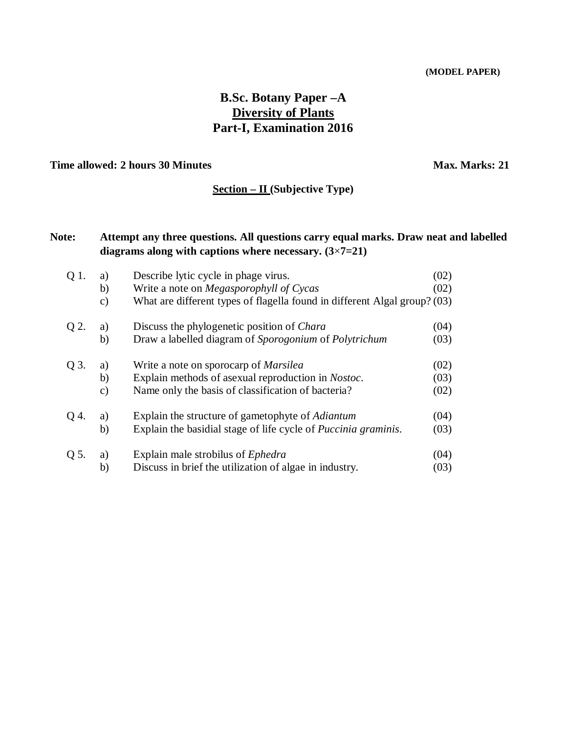**(MODEL PAPER)**

# B.Sc. Botany Paper –A

## <u>Diversity of Plants</u>

## Part-I, Examination 2016

**Time allowed: 2 hours 30 Minutes** **Max. Marks: 21**

**<u>Section – II</u> (Subjective Type)**

**Note:** **Attempt any three questions. All questions carry equal marks. Draw neat and labelled diagrams along with captions where necessary. (3×7=21)**

| | | | |
|---|---|---|---|
| Q 1. | a) | Describe lytic cycle in phage virus. | (02) |
| | b) | Write a note on *Megasporophyll of Cycas* | (02) |
| | c) | What are different types of flagella found in different Algal group? | (03) |
| Q 2. | a) | Discuss the phylogenetic position of *Chara* | (04) |
| | b) | Draw a labelled diagram of *Sporogonium* of *Polytrichum* | (03) |
| Q 3. | a) | Write a note on sporocarp of *Marsilea* | (02) |
| | b) | Explain methods of asexual reproduction in *Nostoc*. | (03) |
| | c) | Name only the basis of classification of bacteria? | (02) |
| Q 4. | a) | Explain the structure of gametophyte of *Adiantum* | (04) |
| | b) | Explain the basidial stage of life cycle of *Puccinia graminis*. | (03) |
| Q 5. | a) | Explain male strobilus of *Ephedra* | (04) |
| | b) | Discuss in brief the utilization of algae in industry. | (03) |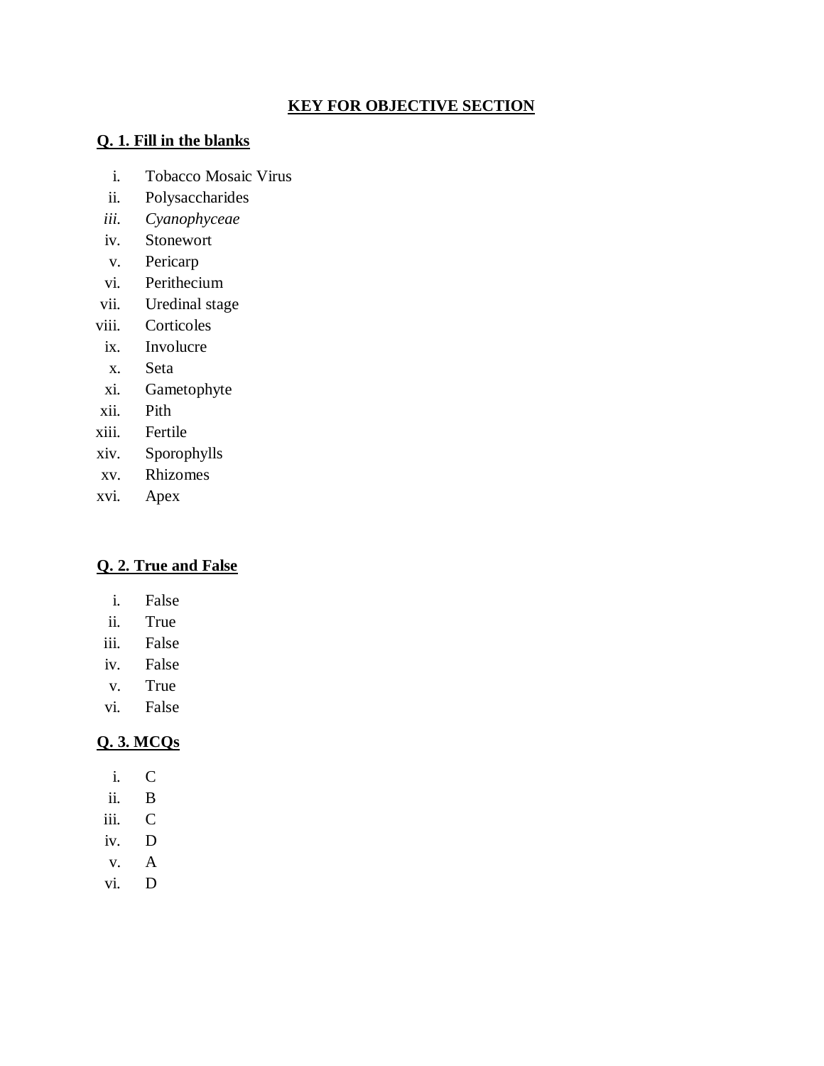## KEY FOR OBJECTIVE SECTION

### Q. 1. Fill in the blanks

i. Tobacco Mosaic Virus
ii. Polysaccharides
*iii. Cyanophyceae*
iv. Stonewort
v. Pericarp
vi. Perithecium
vii. Uredinal stage
viii. Corticoles
ix. Involucre
x. Seta
xi. Gametophyte
xii. Pith
xiii. Fertile
xiv. Sporophylls
xv. Rhizomes
xvi. Apex

### Q. 2. True and False

i. False
ii. True
iii. False
iv. False
v. True
vi. False

### Q. 3. MCQs

i. C
ii. B
iii. C
iv. D
v. A
vi. D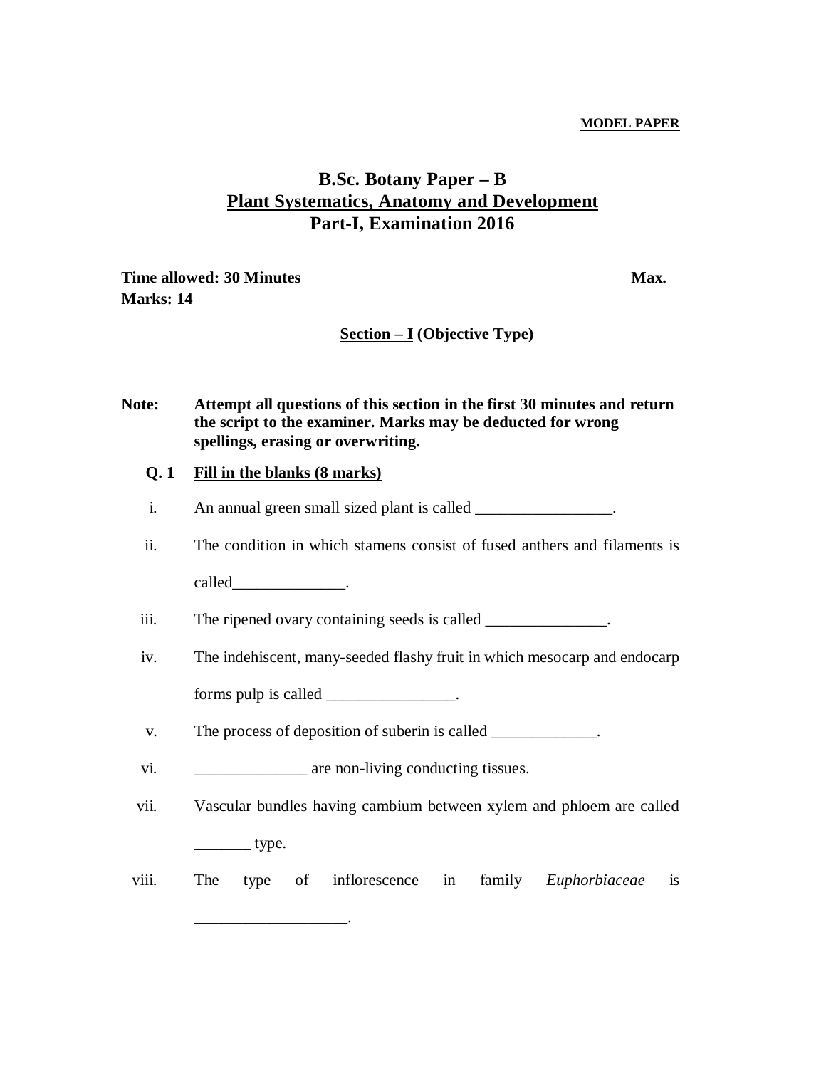**MODEL PAPER**

# B.Sc. Botany Paper – B
## Plant Systematics, Anatomy and Development
## Part-I, Examination 2016

**Time allowed: 30 Minutes** **Max. Marks: 14**

**Section – I (Objective Type)**

**Note:** **Attempt all questions of this section in the first 30 minutes and return the script to the examiner. Marks may be deducted for wrong spellings, erasing or overwriting.**

**Q. 1 Fill in the blanks (8 marks)**

i. An annual green small sized plant is called _________________.

ii. The condition in which stamens consist of fused anthers and filaments is called______________.

iii. The ripened ovary containing seeds is called _______________.

iv. The indehiscent, many-seeded flashy fruit in which mesocarp and endocarp forms pulp is called ________________.

v. The process of deposition of suberin is called _____________.

vi. ______________ are non-living conducting tissues.

vii. Vascular bundles having cambium between xylem and phloem are called _______ type.

viii. The type of inflorescence in family *Euphorbiaceae* is ___________________.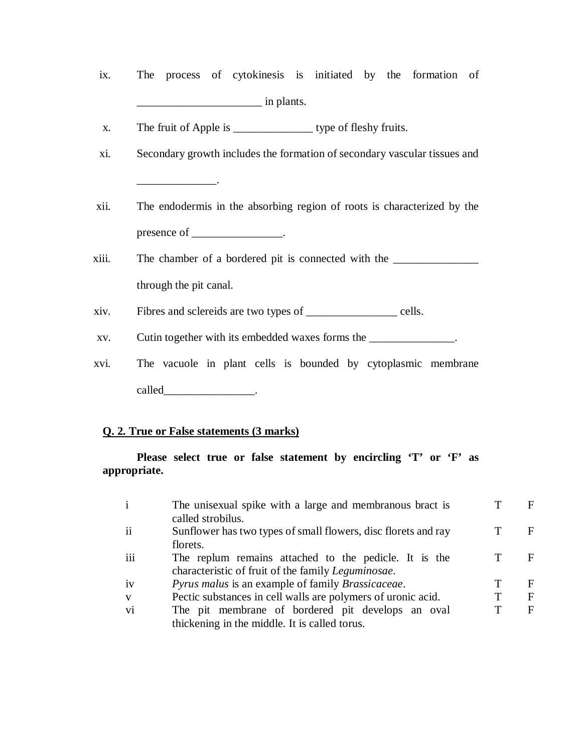ix. The process of cytokinesis is initiated by the formation of ______________________ in plants.

x. The fruit of Apple is ______________ type of fleshy fruits.

xi. Secondary growth includes the formation of secondary vascular tissues and ______________.

xii. The endodermis in the absorbing region of roots is characterized by the presence of ________________.

xiii. The chamber of a bordered pit is connected with the _______________ through the pit canal.

xiv. Fibres and sclereids are two types of ________________ cells.

xv. Cutin together with its embedded waxes forms the _______________.

xvi. The vacuole in plant cells is bounded by cytoplasmic membrane called________________.

**Q. 2. True or False statements (3 marks)**

**Please select true or false statement by encircling 'T' or 'F' as appropriate.**

| | | | |
|---|---|---|---|
| i | The unisexual spike with a large and membranous bract is called strobilus. | T | F |
| ii | Sunflower has two types of small flowers, disc florets and ray florets. | T | F |
| iii | The replum remains attached to the pedicle. It is the characteristic of fruit of the family *Leguminosae*. | T | F |
| iv | *Pyrus malus* is an example of family *Brassicaceae*. | T | F |
| v | Pectic substances in cell walls are polymers of uronic acid. | T | F |
| vi | The pit membrane of bordered pit develops an oval thickening in the middle. It is called torus. | T | F |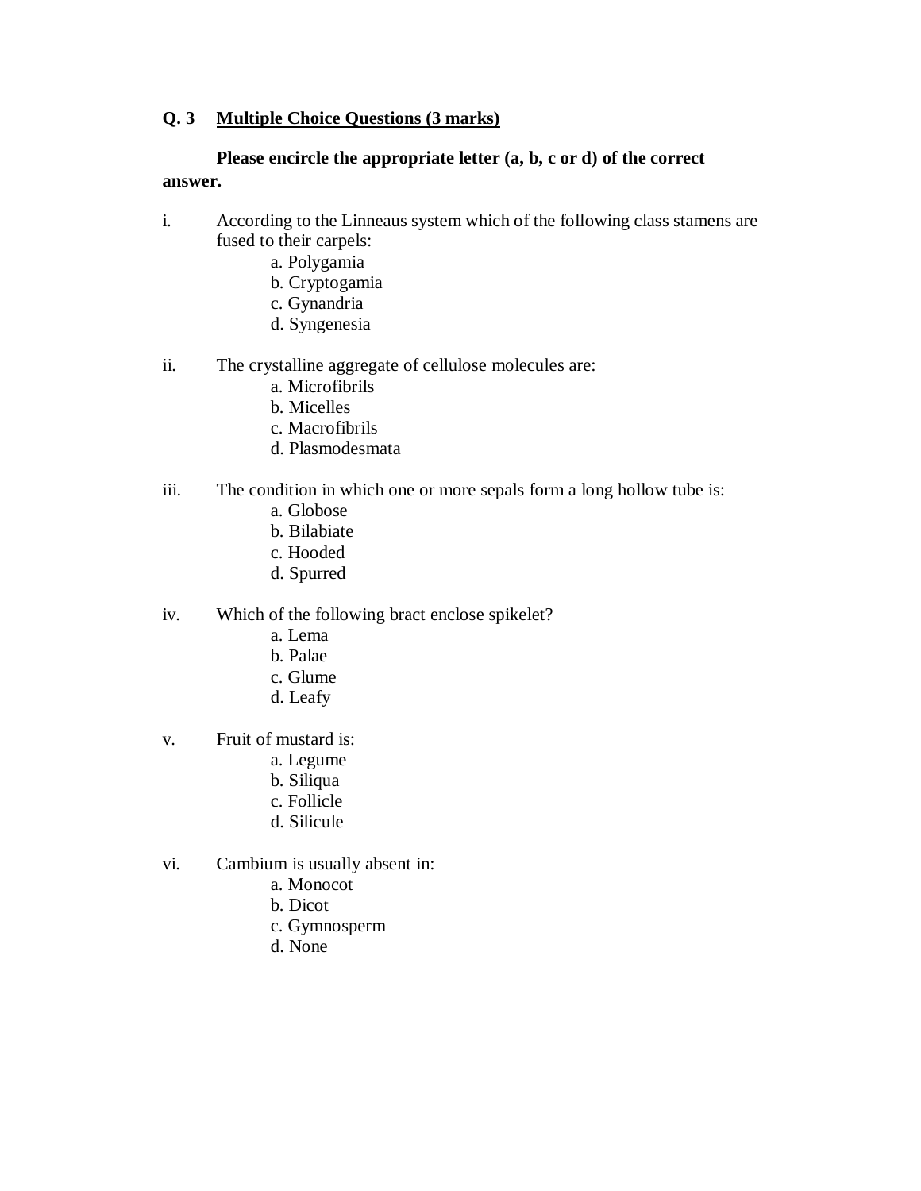**Q. 3 <u>Multiple Choice Questions (3 marks)</u>**

**Please encircle the appropriate letter (a, b, c or d) of the correct answer.**

i. According to the Linneaus system which of the following class stamens are fused to their carpels:
   - a. Polygamia
   - b. Cryptogamia
   - c. Gynandria
   - d. Syngenesia

ii. The crystalline aggregate of cellulose molecules are:
   - a. Microfibrils
   - b. Micelles
   - c. Macrofibrils
   - d. Plasmodesmata

iii. The condition in which one or more sepals form a long hollow tube is:
   - a. Globose
   - b. Bilabiate
   - c. Hooded
   - d. Spurred

iv. Which of the following bract enclose spikelet?
   - a. Lema
   - b. Palae
   - c. Glume
   - d. Leafy

v. Fruit of mustard is:
   - a. Legume
   - b. Siliqua
   - c. Follicle
   - d. Silicule

vi. Cambium is usually absent in:
   - a. Monocot
   - b. Dicot
   - c. Gymnosperm
   - d. None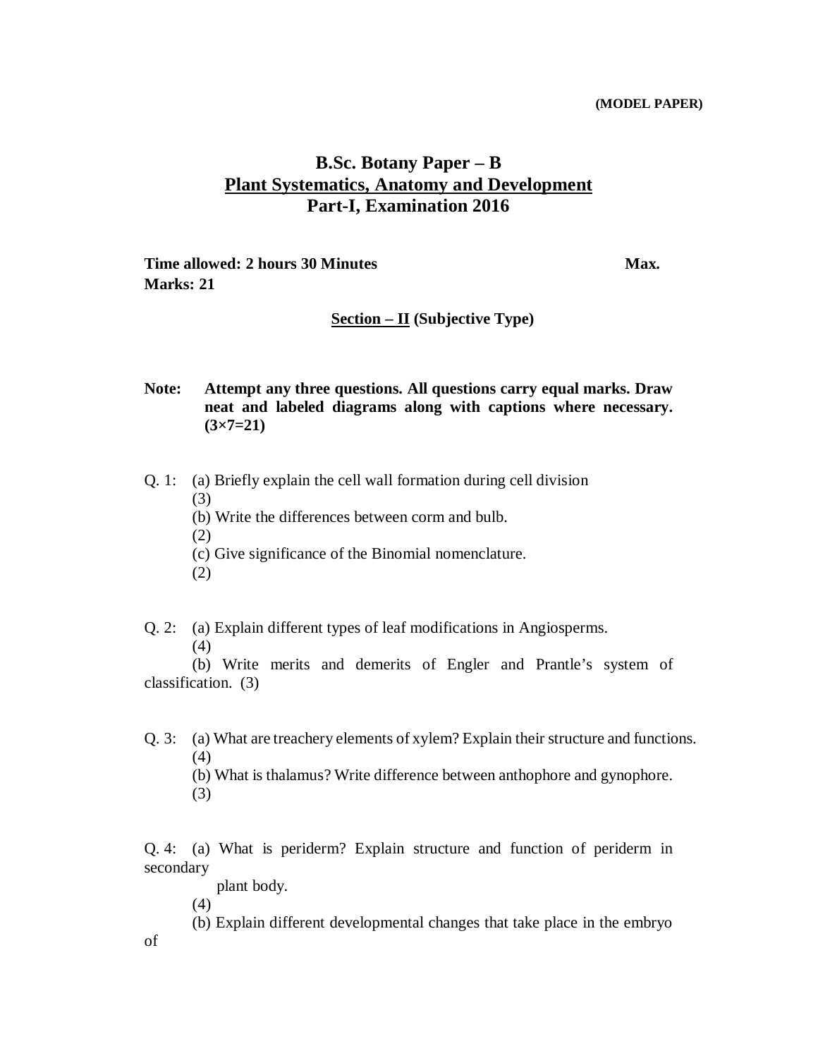**(MODEL PAPER)**

# B.Sc. Botany Paper – B
## <u>Plant Systematics, Anatomy and Development</u>
## Part-I, Examination 2016

**Time allowed: 2 hours 30 Minutes** **Max. Marks: 21**

**<u>Section – II</u> (Subjective Type)**

**Note: Attempt any three questions. All questions carry equal marks. Draw neat and labeled diagrams along with captions where necessary. (3×7=21)**

Q. 1: (a) Briefly explain the cell wall formation during cell division (3)

(b) Write the differences between corm and bulb. (2)

(c) Give significance of the Binomial nomenclature. (2)

Q. 2: (a) Explain different types of leaf modifications in Angiosperms. (4)

(b) Write merits and demerits of Engler and Prantle's system of classification. (3)

Q. 3: (a) What are treachery elements of xylem? Explain their structure and functions. (4)

(b) What is thalamus? Write difference between anthophore and gynophore. (3)

Q. 4: (a) What is periderm? Explain structure and function of periderm in secondary plant body. (4)

(b) Explain different developmental changes that take place in the embryo of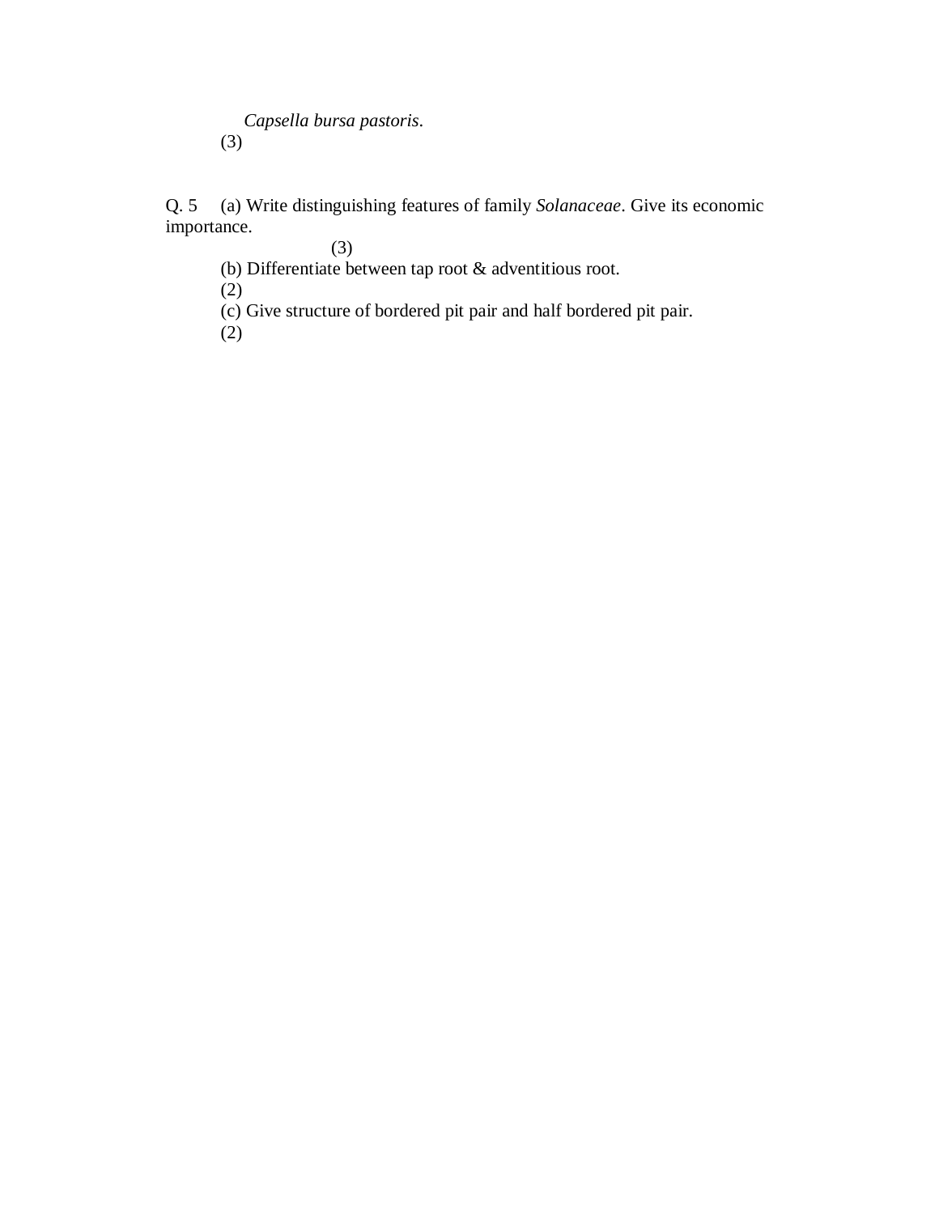*Capsella bursa pastoris*.
(3)

Q. 5 (a) Write distinguishing features of family *Solanaceae*. Give its economic importance.
(3)

(b) Differentiate between tap root & adventitious root.
(2)

(c) Give structure of bordered pit pair and half bordered pit pair.
(2)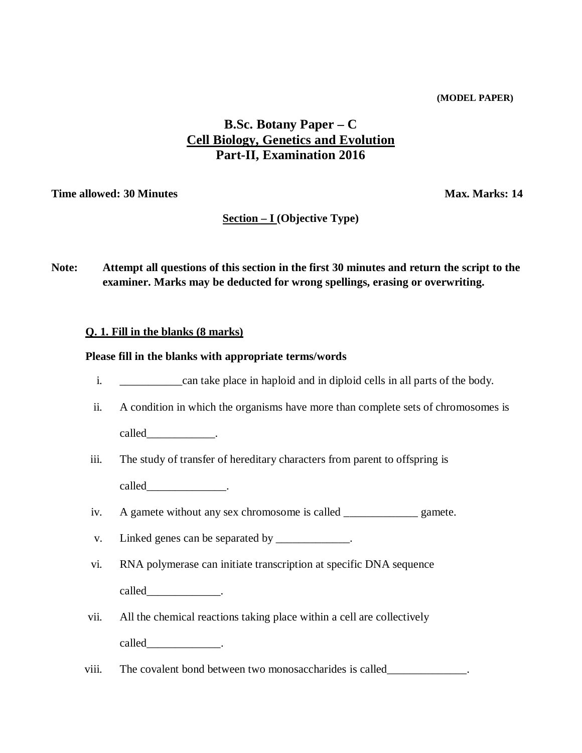**(MODEL PAPER)**

# B.Sc. Botany Paper – C
## Cell Biology, Genetics and Evolution
## Part-II, Examination 2016

**Time allowed: 30 Minutes** **Max. Marks: 14**

**Section – I (Objective Type)**

**Note: Attempt all questions of this section in the first 30 minutes and return the script to the examiner. Marks may be deducted for wrong spellings, erasing or overwriting.**

**Q. 1. Fill in the blanks (8 marks)**

**Please fill in the blanks with appropriate terms/words**

i. ___________can take place in haploid and in diploid cells in all parts of the body.

ii. A condition in which the organisms have more than complete sets of chromosomes is called____________.

iii. The study of transfer of hereditary characters from parent to offspring is called______________.

iv. A gamete without any sex chromosome is called _____________ gamete.

v. Linked genes can be separated by _____________.

vi. RNA polymerase can initiate transcription at specific DNA sequence called_____________.

vii. All the chemical reactions taking place within a cell are collectively called_____________.

viii. The covalent bond between two monosaccharides is called______________.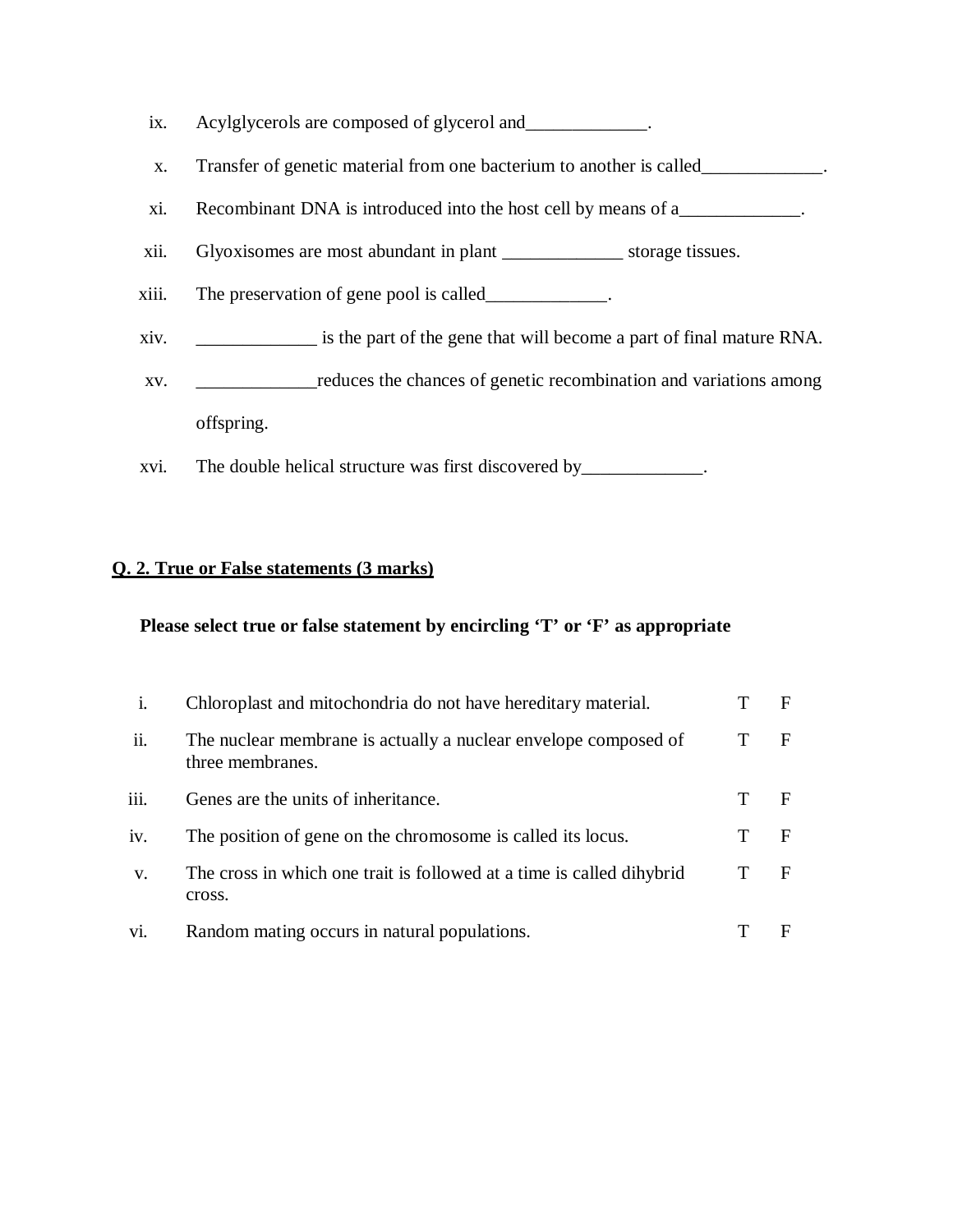ix. Acylglycerols are composed of glycerol and_____________.

x. Transfer of genetic material from one bacterium to another is called_____________.

xi. Recombinant DNA is introduced into the host cell by means of a_____________.

xii. Glyoxisomes are most abundant in plant _____________ storage tissues.

xiii. The preservation of gene pool is called_____________.

xiv. _____________ is the part of the gene that will become a part of final mature RNA.

xv. _____________reduces the chances of genetic recombination and variations among offspring.

xvi. The double helical structure was first discovered by_____________.

**Q. 2. True or False statements (3 marks)**

**Please select true or false statement by encircling 'T' or 'F' as appropriate**

| | | | |
|---|---|---|---|
| i. | Chloroplast and mitochondria do not have hereditary material. | T | F |
| ii. | The nuclear membrane is actually a nuclear envelope composed of three membranes. | T | F |
| iii. | Genes are the units of inheritance. | T | F |
| iv. | The position of gene on the chromosome is called its locus. | T | F |
| v. | The cross in which one trait is followed at a time is called dihybrid cross. | T | F |
| vi. | Random mating occurs in natural populations. | T | F |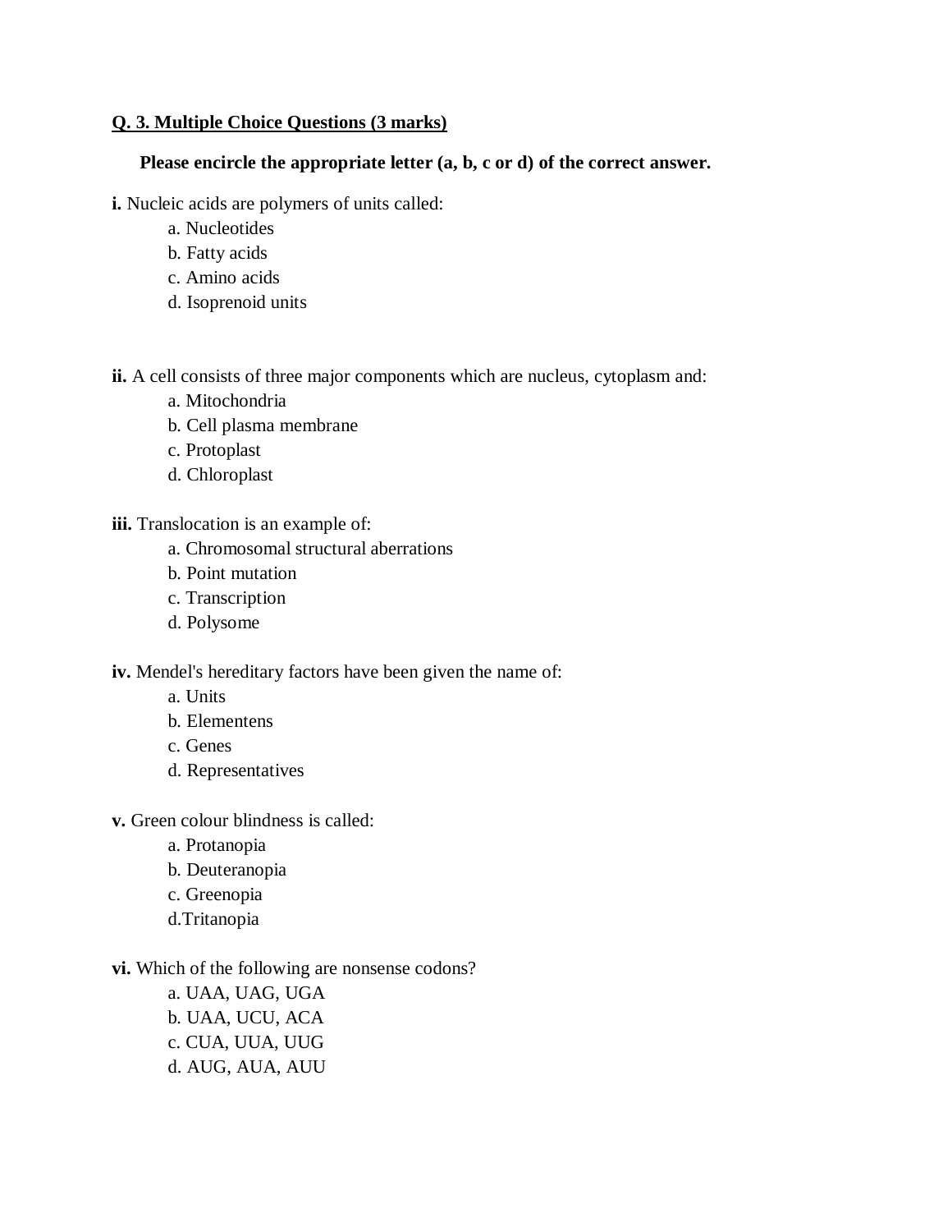**Q. 3. Multiple Choice Questions (3 marks)**

**Please encircle the appropriate letter (a, b, c or d) of the correct answer.**

**i.** Nucleic acids are polymers of units called:

a. Nucleotides
b. Fatty acids
c. Amino acids
d. Isoprenoid units

**ii.** A cell consists of three major components which are nucleus, cytoplasm and:

a. Mitochondria
b. Cell plasma membrane
c. Protoplast
d. Chloroplast

**iii.** Translocation is an example of:

a. Chromosomal structural aberrations
b. Point mutation
c. Transcription
d. Polysome

**iv.** Mendel's hereditary factors have been given the name of:

a. Units
b. Elementens
c. Genes
d. Representatives

**v.** Green colour blindness is called:

a. Protanopia
b. Deuteranopia
c. Greenopia
d.Tritanopia

**vi.** Which of the following are nonsense codons?

a. UAA, UAG, UGA
b. UAA, UCU, ACA
c. CUA, UUA, UUG
d. AUG, AUA, AUU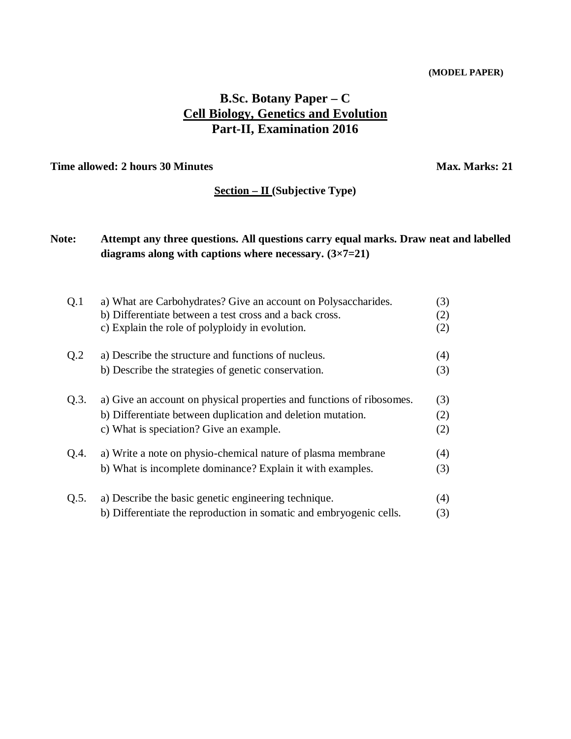(MODEL PAPER)

# B.Sc. Botany Paper – C
## Cell Biology, Genetics and Evolution
## Part-II, Examination 2016

**Time allowed: 2 hours 30 Minutes** **Max. Marks: 21**

### Section – II (Subjective Type)

**Note:** **Attempt any three questions. All questions carry equal marks. Draw neat and labelled diagrams along with captions where necessary. (3×7=21)**

| | | |
|---|---|---|
| Q.1 | a) What are Carbohydrates? Give an account on Polysaccharides. | (3) |
| | b) Differentiate between a test cross and a back cross. | (2) |
| | c) Explain the role of polyploidy in evolution. | (2) |
| Q.2 | a) Describe the structure and functions of nucleus. | (4) |
| | b) Describe the strategies of genetic conservation. | (3) |
| Q.3. | a) Give an account on physical properties and functions of ribosomes. | (3) |
| | b) Differentiate between duplication and deletion mutation. | (2) |
| | c) What is speciation? Give an example. | (2) |
| Q.4. | a) Write a note on physio-chemical nature of plasma membrane | (4) |
| | b) What is incomplete dominance? Explain it with examples. | (3) |
| Q.5. | a) Describe the basic genetic engineering technique. | (4) |
| | b) Differentiate the reproduction in somatic and embryogenic cells. | (3) |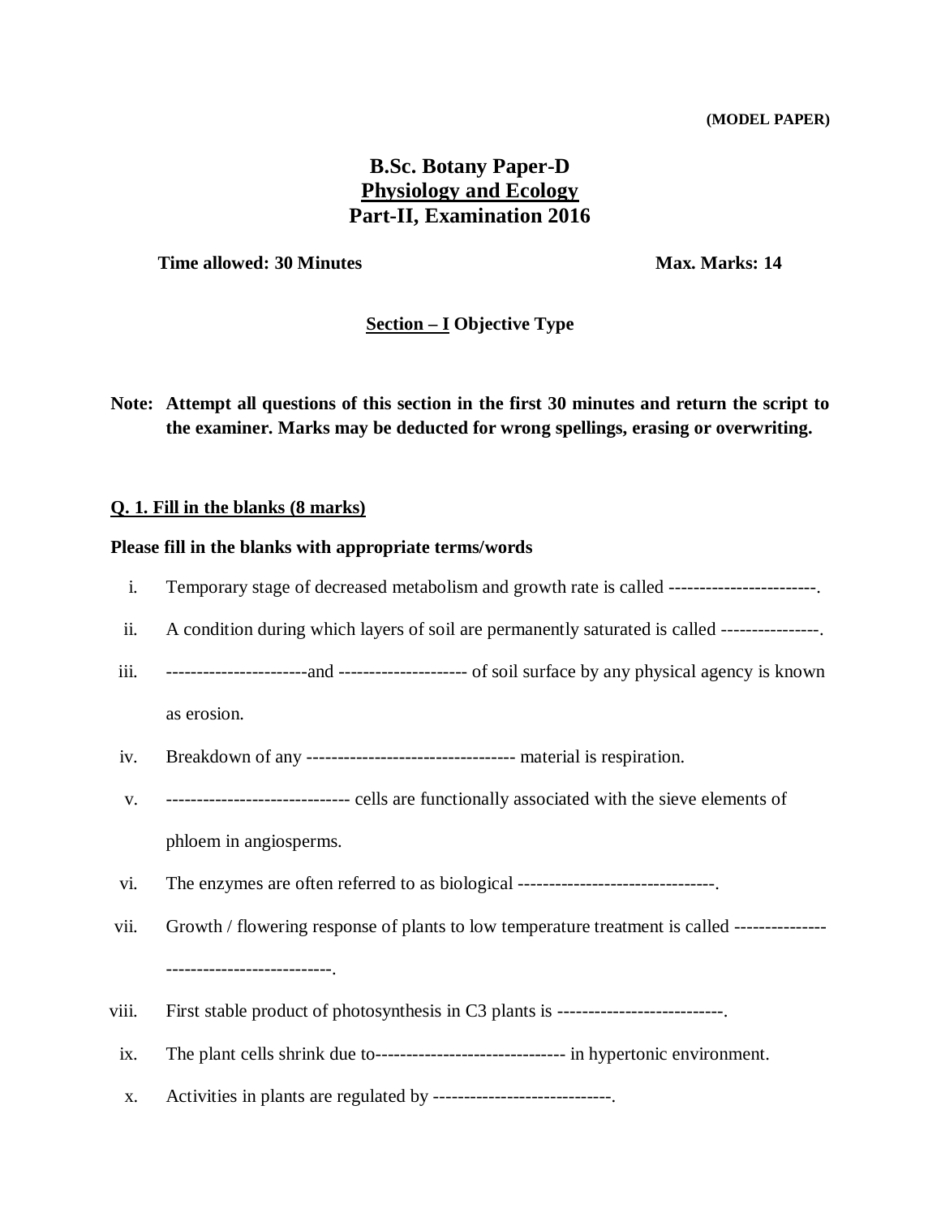**(MODEL PAPER)**

# B.Sc. Botany Paper-D

## <u>Physiology and Ecology</u>

## Part-II, Examination 2016

**Time allowed: 30 Minutes** **Max. Marks: 14**

### <u>Section – I</u> Objective Type

**Note: Attempt all questions of this section in the first 30 minutes and return the script to the examiner. Marks may be deducted for wrong spellings, erasing or overwriting.**

### <u>Q. 1. Fill in the blanks (8 marks)</u>

**Please fill in the blanks with appropriate terms/words**

i. Temporary stage of decreased metabolism and growth rate is called ------------------------.

ii. A condition during which layers of soil are permanently saturated is called ----------------.

iii. ----------------------and --------------------- of soil surface by any physical agency is known as erosion.

iv. Breakdown of any ---------------------------------- material is respiration.

v. ------------------------------ cells are functionally associated with the sieve elements of phloem in angiosperms.

vi. The enzymes are often referred to as biological --------------------------------.

vii. Growth / flowering response of plants to low temperature treatment is called -----------------------------------------.

viii. First stable product of photosynthesis in C3 plants is ---------------------------.

ix. The plant cells shrink due to------------------------------- in hypertonic environment.

x. Activities in plants are regulated by -----------------------------.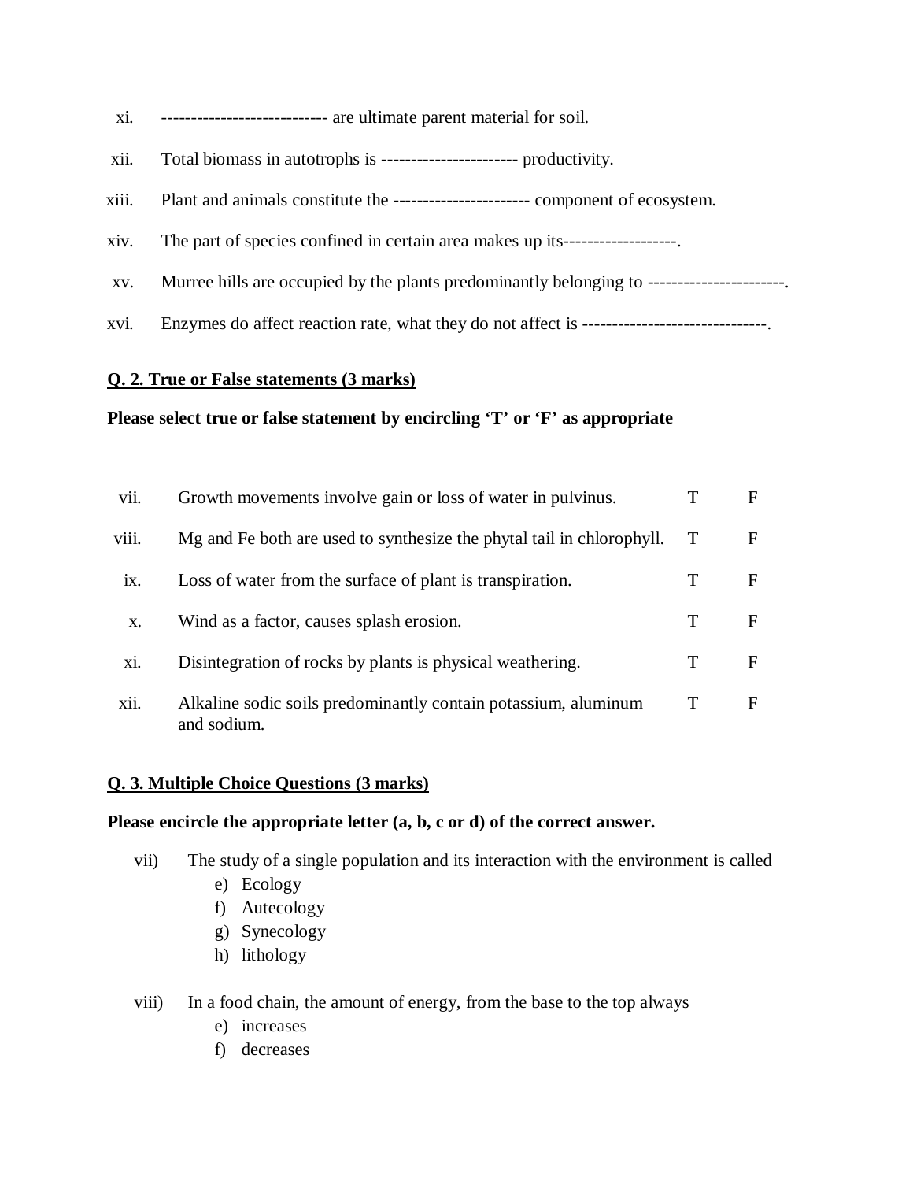xi. --------------------------- are ultimate parent material for soil.

xii. Total biomass in autotrophs is ---------------------- productivity.

xiii. Plant and animals constitute the ---------------------- component of ecosystem.

xiv. The part of species confined in certain area makes up its------------------.

xv. Murree hills are occupied by the plants predominantly belonging to ----------------------.

xvi. Enzymes do affect reaction rate, what they do not affect is ------------------------------.

**Q. 2. True or False statements (3 marks)**

**Please select true or false statement by encircling 'T' or 'F' as appropriate**

| | | | |
|---|---|---|---|
| vii. | Growth movements involve gain or loss of water in pulvinus. | T | F |
| viii. | Mg and Fe both are used to synthesize the phytal tail in chlorophyll. | T | F |
| ix. | Loss of water from the surface of plant is transpiration. | T | F |
| x. | Wind as a factor, causes splash erosion. | T | F |
| xi. | Disintegration of rocks by plants is physical weathering. | T | F |
| xii. | Alkaline sodic soils predominantly contain potassium, aluminum and sodium. | T | F |

**Q. 3. Multiple Choice Questions (3 marks)**

**Please encircle the appropriate letter (a, b, c or d) of the correct answer.**

vii) The study of a single population and its interaction with the environment is called

e) Ecology
f) Autecology
g) Synecology
h) lithology

viii) In a food chain, the amount of energy, from the base to the top always

e) increases
f) decreases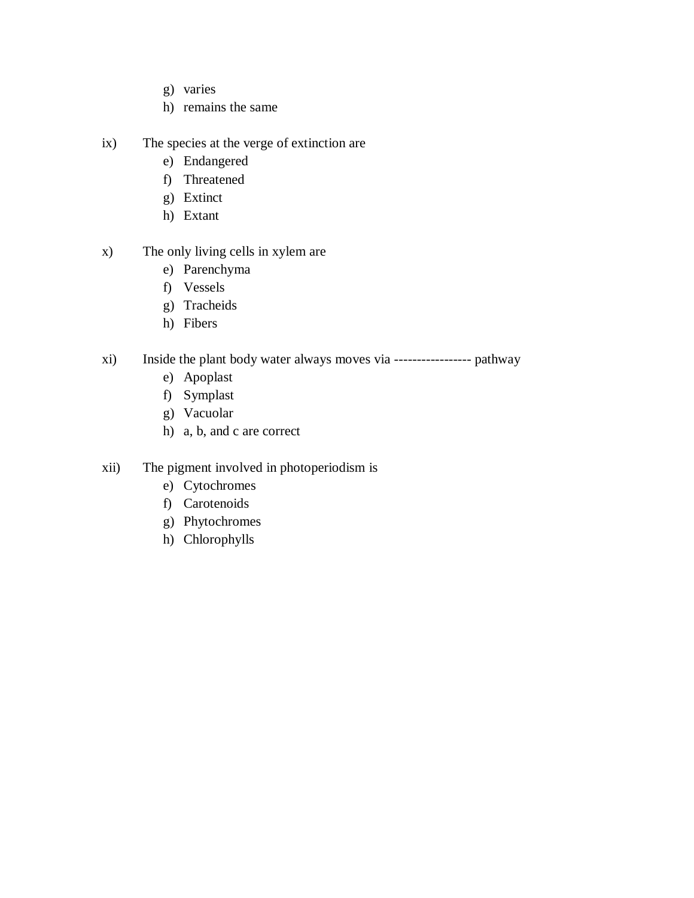g) varies
h) remains the same

ix) The species at the verge of extinction are

e) Endangered
f) Threatened
g) Extinct
h) Extant

x) The only living cells in xylem are

e) Parenchyma
f) Vessels
g) Tracheids
h) Fibers

xi) Inside the plant body water always moves via ----------------- pathway

e) Apoplast
f) Symplast
g) Vacuolar
h) a, b, and c are correct

xii) The pigment involved in photoperiodism is

e) Cytochromes
f) Carotenoids
g) Phytochromes
h) Chlorophylls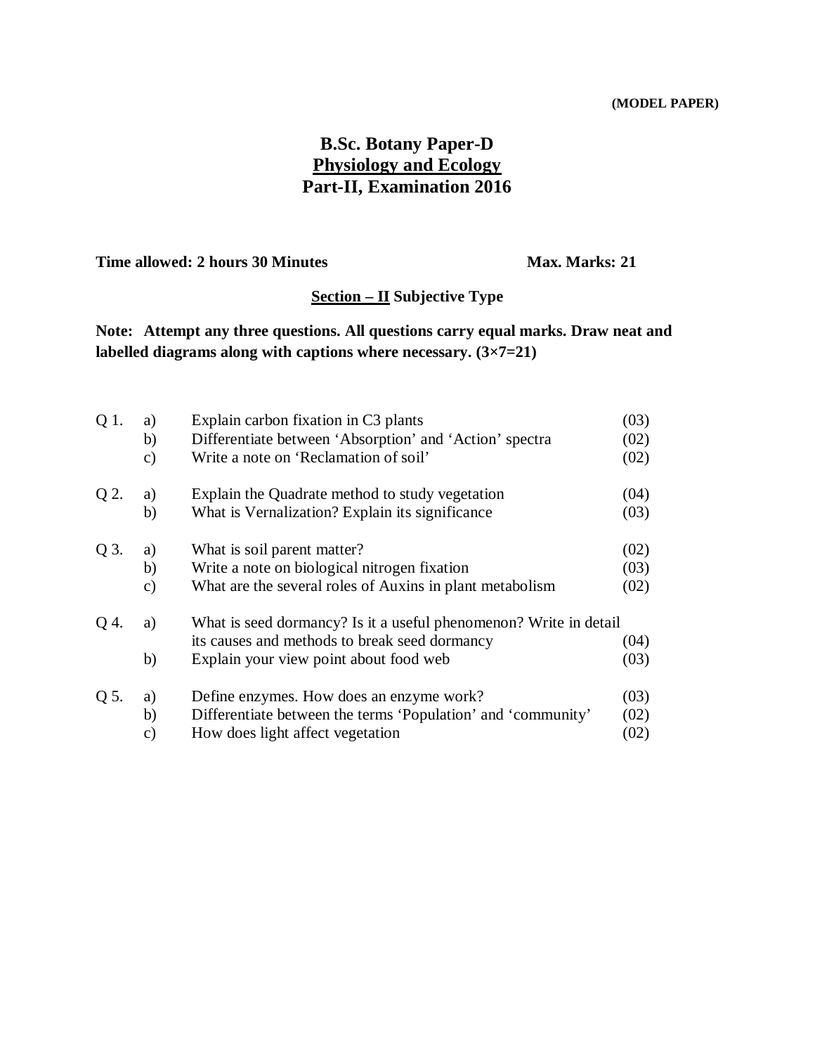**(MODEL PAPER)**

# B.Sc. Botany Paper-D

## Physiology and Ecology

## Part-II, Examination 2016

**Time allowed: 2 hours 30 Minutes** **Max. Marks: 21**

**Section – II Subjective Type**

**Note: Attempt any three questions. All questions carry equal marks. Draw neat and labelled diagrams along with captions where necessary. (3×7=21)**

| | | | |
|---|---|---|---|
| Q 1. | a) | Explain carbon fixation in C3 plants | (03) |
| | b) | Differentiate between 'Absorption' and 'Action' spectra | (02) |
| | c) | Write a note on 'Reclamation of soil' | (02) |
| Q 2. | a) | Explain the Quadrate method to study vegetation | (04) |
| | b) | What is Vernalization? Explain its significance | (03) |
| Q 3. | a) | What is soil parent matter? | (02) |
| | b) | Write a note on biological nitrogen fixation | (03) |
| | c) | What are the several roles of Auxins in plant metabolism | (02) |
| Q 4. | a) | What is seed dormancy? Is it a useful phenomenon? Write in detail its causes and methods to break seed dormancy | (04) |
| | b) | Explain your view point about food web | (03) |
| Q 5. | a) | Define enzymes. How does an enzyme work? | (03) |
| | b) | Differentiate between the terms 'Population' and 'community' | (02) |
| | c) | How does light affect vegetation | (02) |